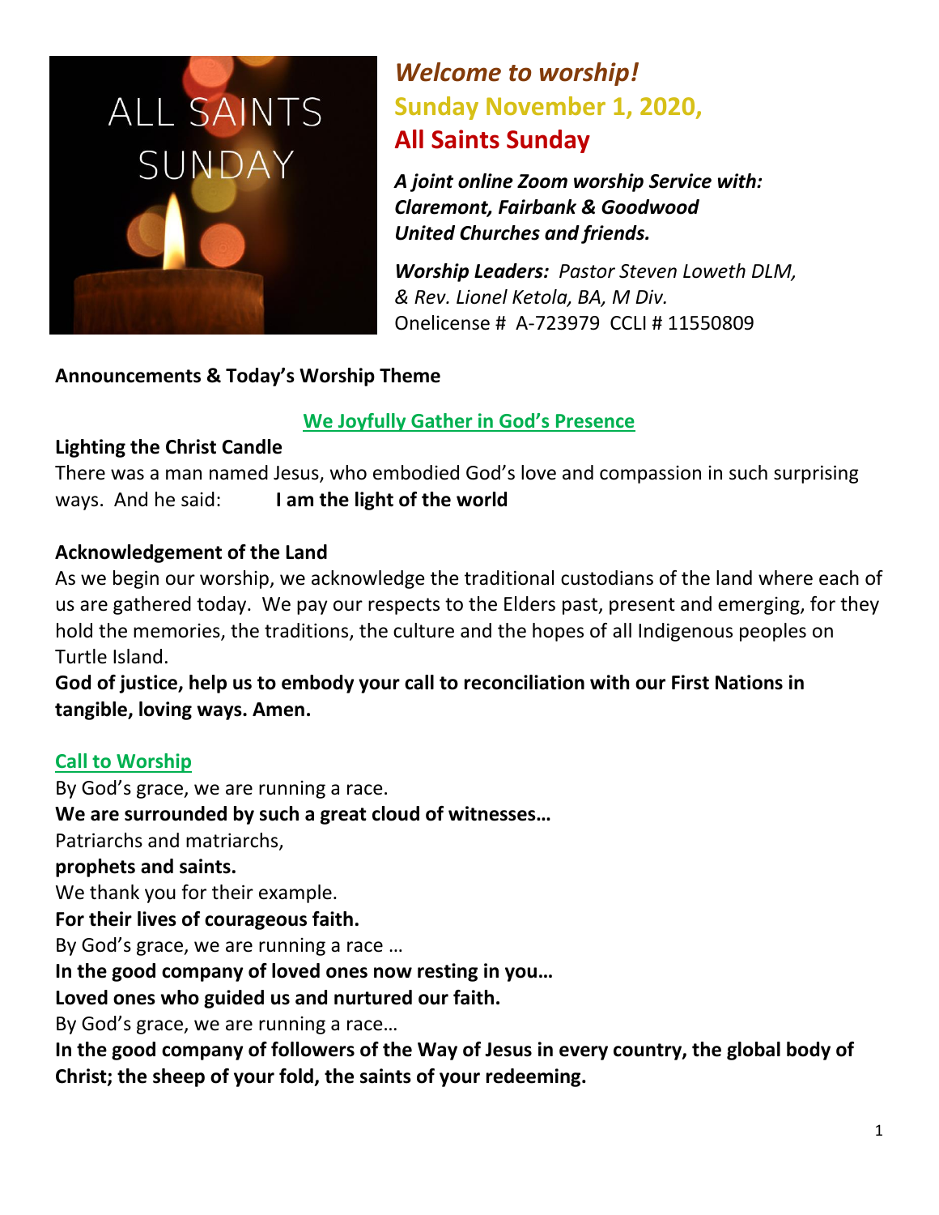ALL SAINTS SUNDAY

# *Welcome to worship!*

## Sunday November 1, 2020,

## All Saints Sunday

***A joint online Zoom worship Service with: Claremont, Fairbank & Goodwood United Churches and friends.***

***Worship Leaders:*** *Pastor Steven Loweth DLM, & Rev. Lionel Ketola, BA, M Div.*
Onelicense # A-723979 CCLI # 11550809

**Announcements & Today's Worship Theme**

### We Joyfully Gather in God's Presence

**Lighting the Christ Candle**
There was a man named Jesus, who embodied God's love and compassion in such surprising ways. And he said: **I am the light of the world**

**Acknowledgement of the Land**
As we begin our worship, we acknowledge the traditional custodians of the land where each of us are gathered today. We pay our respects to the Elders past, present and emerging, for they hold the memories, the traditions, the culture and the hopes of all Indigenous peoples on Turtle Island.
**God of justice, help us to embody your call to reconciliation with our First Nations in tangible, loving ways. Amen.**

### Call to Worship

By God's grace, we are running a race.
**We are surrounded by such a great cloud of witnesses…**
Patriarchs and matriarchs,
**prophets and saints.**
We thank you for their example.
**For their lives of courageous faith.**
By God's grace, we are running a race …
**In the good company of loved ones now resting in you…**
**Loved ones who guided us and nurtured our faith.**
By God's grace, we are running a race…
**In the good company of followers of the Way of Jesus in every country, the global body of Christ; the sheep of your fold, the saints of your redeeming.**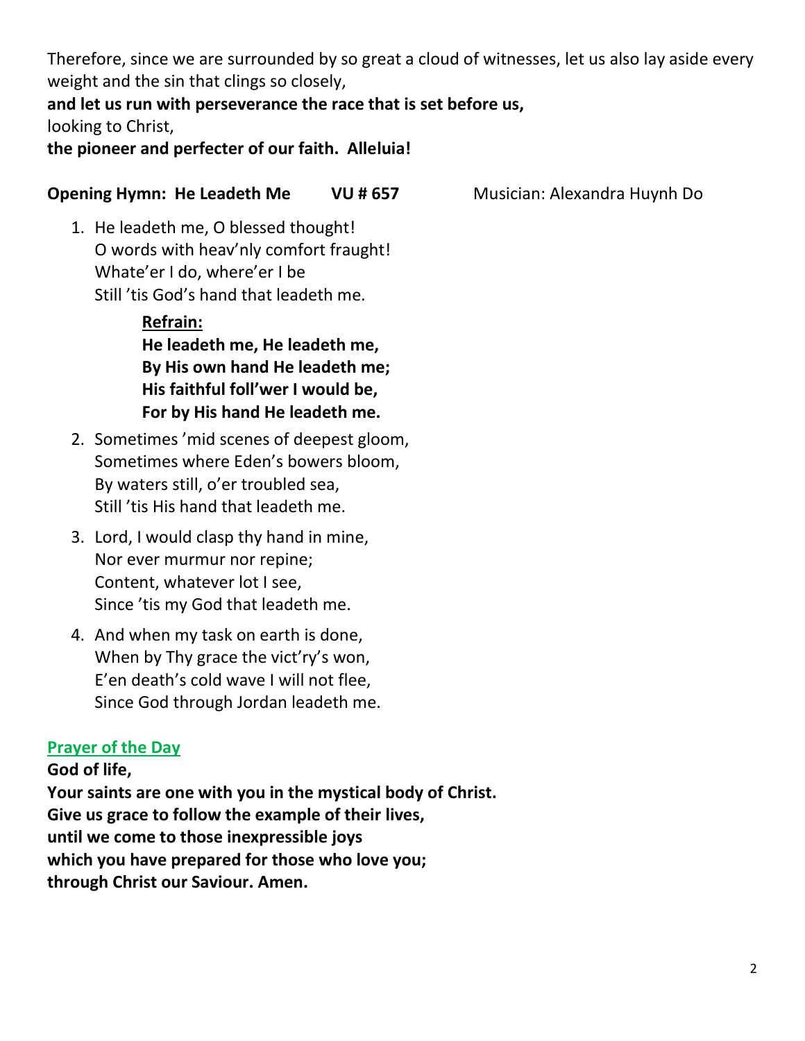Therefore, since we are surrounded by so great a cloud of witnesses, let us also lay aside every weight and the sin that clings so closely,

**and let us run with perseverance the race that is set before us,**

looking to Christ,

**the pioneer and perfecter of our faith. Alleluia!**

**Opening Hymn: He Leadeth Me VU # 657** Musician: Alexandra Huynh Do

1. He leadeth me, O blessed thought!
   O words with heav'nly comfort fraught!
   Whate'er I do, where'er I be
   Still 'tis God's hand that leadeth me.

   **Refrain:**
   **He leadeth me, He leadeth me,**
   **By His own hand He leadeth me;**
   **His faithful foll'wer I would be,**
   **For by His hand He leadeth me.**

2. Sometimes 'mid scenes of deepest gloom,
   Sometimes where Eden's bowers bloom,
   By waters still, o'er troubled sea,
   Still 'tis His hand that leadeth me.

3. Lord, I would clasp thy hand in mine,
   Nor ever murmur nor repine;
   Content, whatever lot I see,
   Since 'tis my God that leadeth me.

4. And when my task on earth is done,
   When by Thy grace the vict'ry's won,
   E'en death's cold wave I will not flee,
   Since God through Jordan leadeth me.

## Prayer of the Day

**God of life,**
**Your saints are one with you in the mystical body of Christ.**
**Give us grace to follow the example of their lives,**
**until we come to those inexpressible joys**
**which you have prepared for those who love you;**
**through Christ our Saviour. Amen.**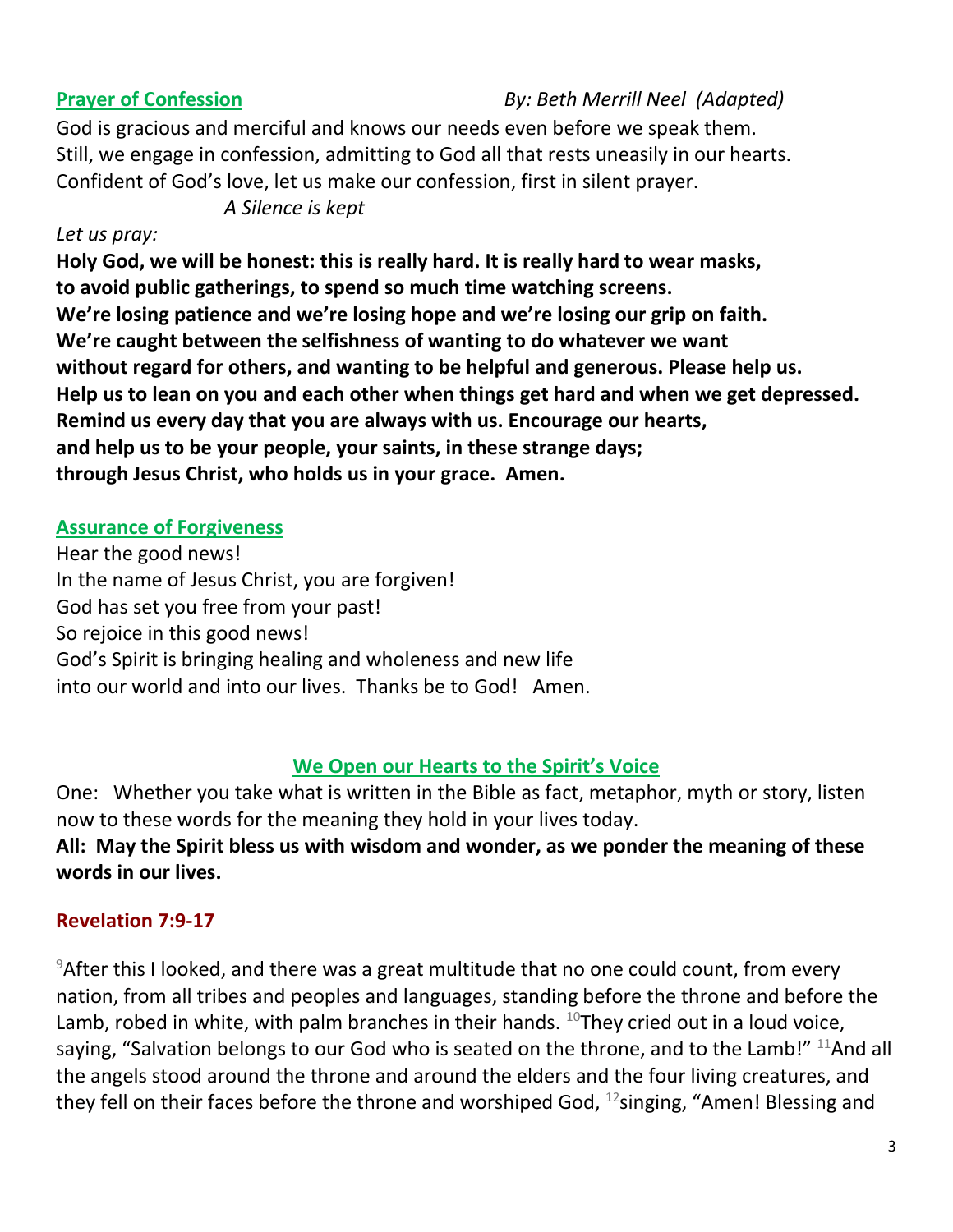## Prayer of Confession

*By: Beth Merrill Neel (Adapted)*

God is gracious and merciful and knows our needs even before we speak them.
Still, we engage in confession, admitting to God all that rests uneasily in our hearts.
Confident of God's love, let us make our confession, first in silent prayer.

*A Silence is kept*

*Let us pray:*

**Holy God, we will be honest: this is really hard. It is really hard to wear masks, to avoid public gatherings, to spend so much time watching screens. We're losing patience and we're losing hope and we're losing our grip on faith. We're caught between the selfishness of wanting to do whatever we want without regard for others, and wanting to be helpful and generous. Please help us. Help us to lean on you and each other when things get hard and when we get depressed. Remind us every day that you are always with us. Encourage our hearts, and help us to be your people, your saints, in these strange days; through Jesus Christ, who holds us in your grace. Amen.**

## Assurance of Forgiveness

Hear the good news!
In the name of Jesus Christ, you are forgiven!
God has set you free from your past!
So rejoice in this good news!
God's Spirit is bringing healing and wholeness and new life
into our world and into our lives. Thanks be to God! Amen.

## We Open our Hearts to the Spirit's Voice

One: Whether you take what is written in the Bible as fact, metaphor, myth or story, listen now to these words for the meaning they hold in your lives today.

**All: May the Spirit bless us with wisdom and wonder, as we ponder the meaning of these words in our lives.**

### Revelation 7:9-17

[9]After this I looked, and there was a great multitude that no one could count, from every nation, from all tribes and peoples and languages, standing before the throne and before the Lamb, robed in white, with palm branches in their hands. [10]They cried out in a loud voice, saying, "Salvation belongs to our God who is seated on the throne, and to the Lamb!" [11]And all the angels stood around the throne and around the elders and the four living creatures, and they fell on their faces before the throne and worshiped God, [12]singing, "Amen! Blessing and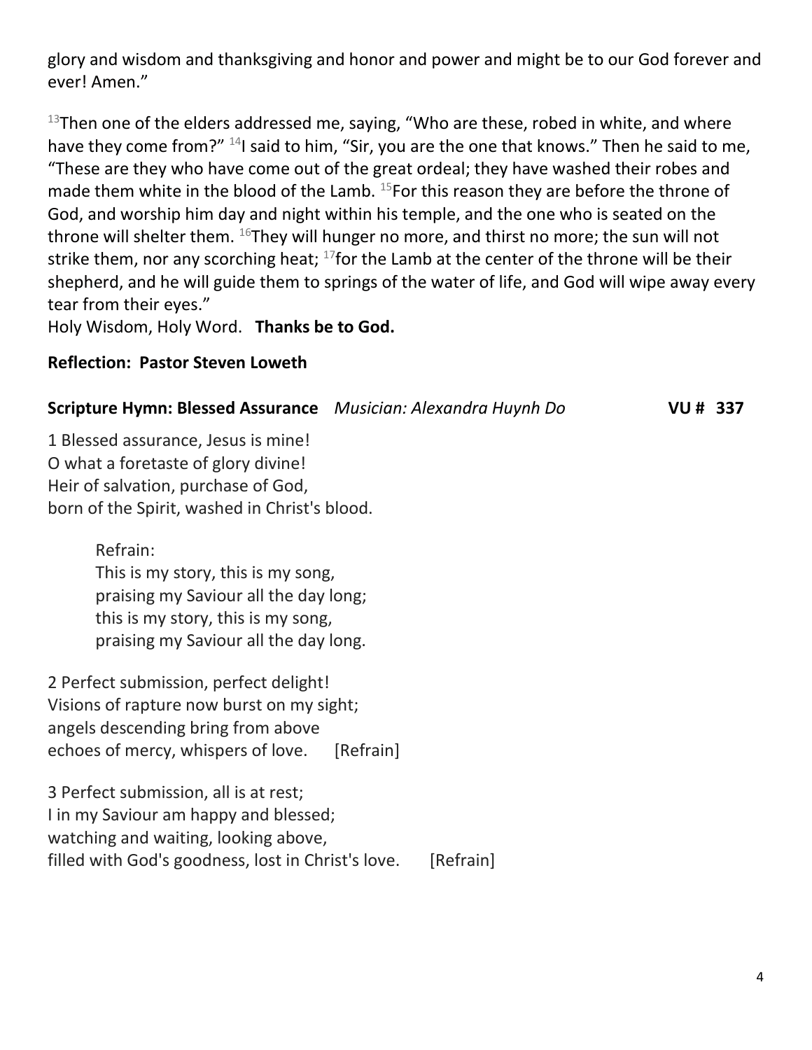glory and wisdom and thanksgiving and honor and power and might be to our God forever and ever! Amen."

[13]Then one of the elders addressed me, saying, "Who are these, robed in white, and where have they come from?" [14]I said to him, "Sir, you are the one that knows." Then he said to me, "These are they who have come out of the great ordeal; they have washed their robes and made them white in the blood of the Lamb. [15]For this reason they are before the throne of God, and worship him day and night within his temple, and the one who is seated on the throne will shelter them. [16]They will hunger no more, and thirst no more; the sun will not strike them, nor any scorching heat; [17]for the Lamb at the center of the throne will be their shepherd, and he will guide them to springs of the water of life, and God will wipe away every tear from their eyes."
Holy Wisdom, Holy Word. **Thanks be to God.**

**Reflection: Pastor Steven Loweth**

**Scripture Hymn: Blessed Assurance** *Musician: Alexandra Huynh Do* **VU # 337**

1 Blessed assurance, Jesus is mine!
O what a foretaste of glory divine!
Heir of salvation, purchase of God,
born of the Spirit, washed in Christ's blood.

Refrain:
This is my story, this is my song,
praising my Saviour all the day long;
this is my story, this is my song,
praising my Saviour all the day long.

2 Perfect submission, perfect delight!
Visions of rapture now burst on my sight;
angels descending bring from above
echoes of mercy, whispers of love. [Refrain]

3 Perfect submission, all is at rest;
I in my Saviour am happy and blessed;
watching and waiting, looking above,
filled with God's goodness, lost in Christ's love. [Refrain]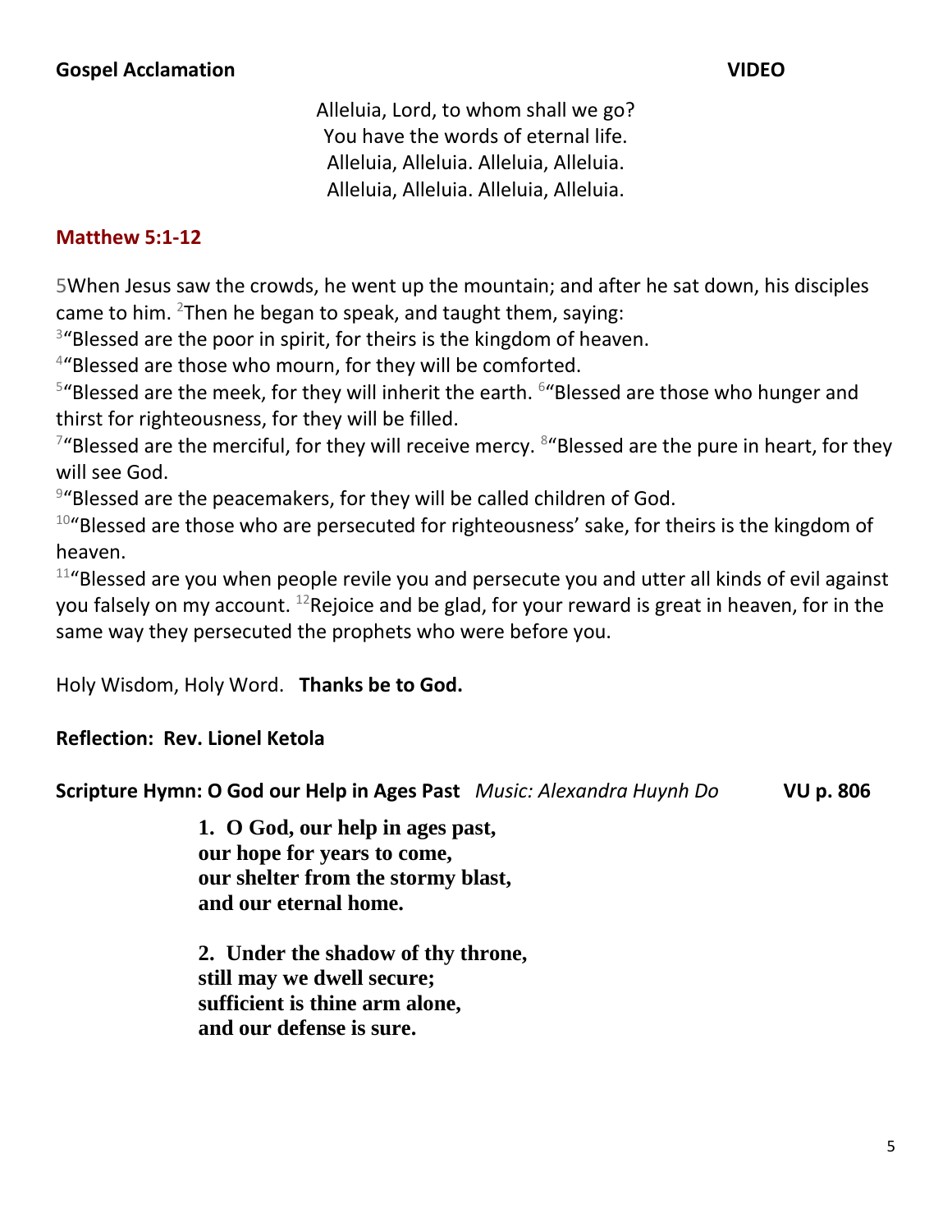**Gospel Acclamation** **VIDEO**

Alleluia, Lord, to whom shall we go?
You have the words of eternal life.
Alleluia, Alleluia. Alleluia, Alleluia.
Alleluia, Alleluia. Alleluia, Alleluia.

**Matthew 5:1-12**

5When Jesus saw the crowds, he went up the mountain; and after he sat down, his disciples came to him. [2]Then he began to speak, and taught them, saying:
[3]"Blessed are the poor in spirit, for theirs is the kingdom of heaven.
[4]"Blessed are those who mourn, for they will be comforted.
[5]"Blessed are the meek, for they will inherit the earth. [6]"Blessed are those who hunger and thirst for righteousness, for they will be filled.
[7]"Blessed are the merciful, for they will receive mercy. [8]"Blessed are the pure in heart, for they will see God.
[9]"Blessed are the peacemakers, for they will be called children of God.
[10]"Blessed are those who are persecuted for righteousness' sake, for theirs is the kingdom of heaven.
[11]"Blessed are you when people revile you and persecute you and utter all kinds of evil against you falsely on my account. [12]Rejoice and be glad, for your reward is great in heaven, for in the same way they persecuted the prophets who were before you.

Holy Wisdom, Holy Word. **Thanks be to God.**

**Reflection: Rev. Lionel Ketola**

**Scripture Hymn: O God our Help in Ages Past** *Music: Alexandra Huynh Do* **VU p. 806**

**1. O God, our help in ages past,**
**our hope for years to come,**
**our shelter from the stormy blast,**
**and our eternal home.**

**2. Under the shadow of thy throne,**
**still may we dwell secure;**
**sufficient is thine arm alone,**
**and our defense is sure.**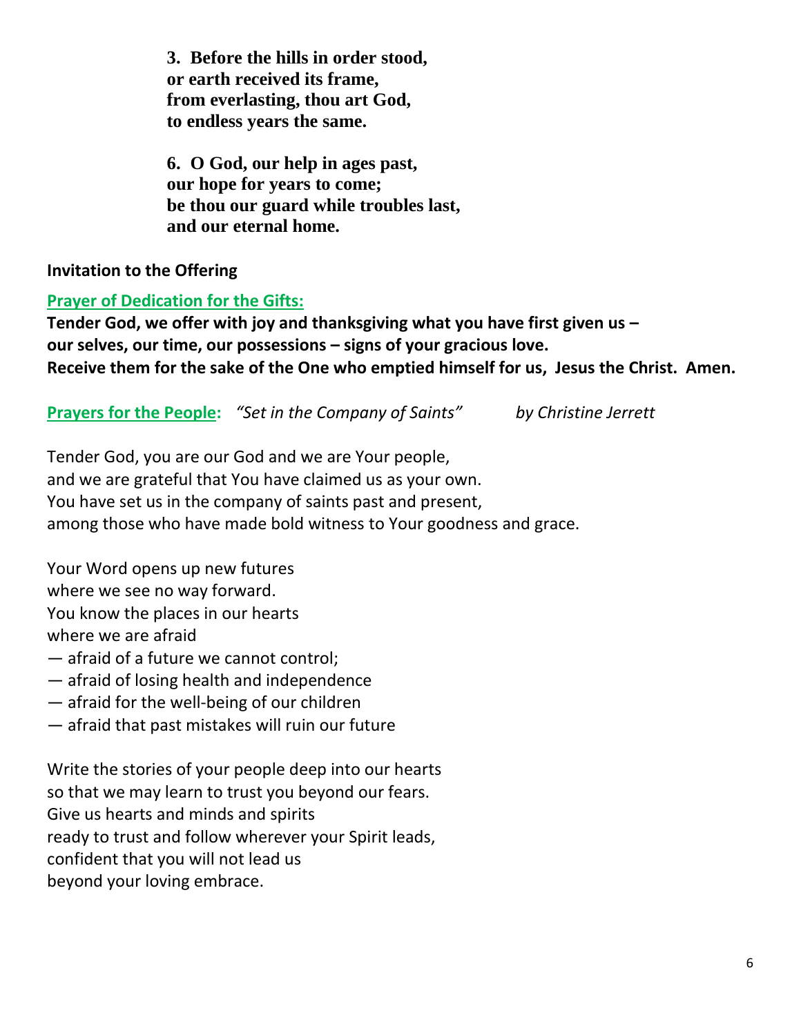**3. Before the hills in order stood,**
**or earth received its frame,**
**from everlasting, thou art God,**
**to endless years the same.**

**6. O God, our help in ages past,**
**our hope for years to come;**
**be thou our guard while troubles last,**
**and our eternal home.**

**Invitation to the Offering**

**Prayer of Dedication for the Gifts:**

**Tender God, we offer with joy and thanksgiving what you have first given us –**
**our selves, our time, our possessions – signs of your gracious love.**
**Receive them for the sake of the One who emptied himself for us, Jesus the Christ. Amen.**

**Prayers for the People:** *"Set in the Company of Saints"* *by Christine Jerrett*

Tender God, you are our God and we are Your people,
and we are grateful that You have claimed us as your own.
You have set us in the company of saints past and present,
among those who have made bold witness to Your goodness and grace.

Your Word opens up new futures
where we see no way forward.
You know the places in our hearts
where we are afraid
— afraid of a future we cannot control;
— afraid of losing health and independence
— afraid for the well-being of our children
— afraid that past mistakes will ruin our future

Write the stories of your people deep into our hearts
so that we may learn to trust you beyond our fears.
Give us hearts and minds and spirits
ready to trust and follow wherever your Spirit leads,
confident that you will not lead us
beyond your loving embrace.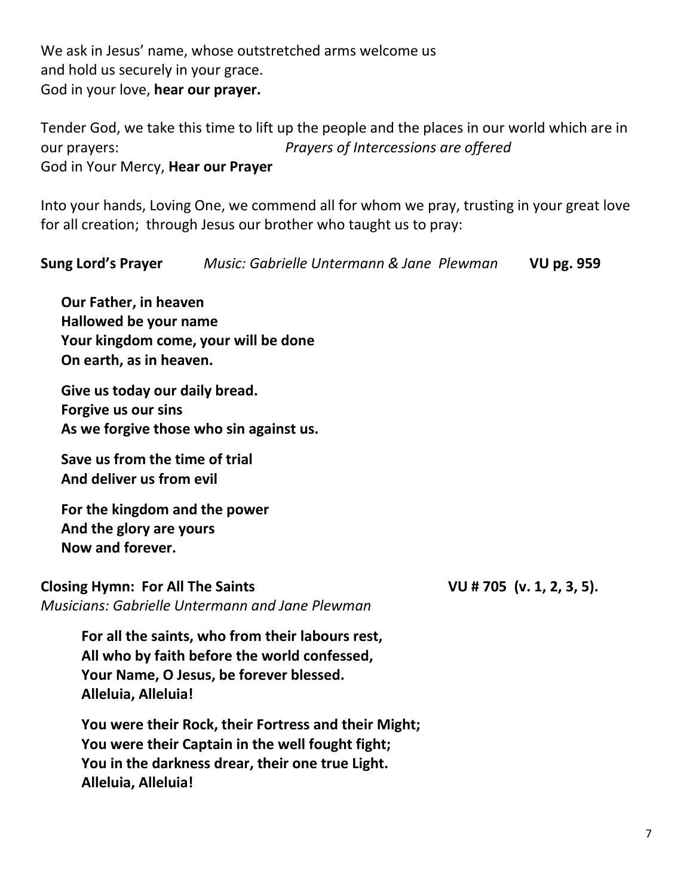We ask in Jesus' name, whose outstretched arms welcome us
and hold us securely in your grace.
God in your love, **hear our prayer.**

Tender God, we take this time to lift up the people and the places in our world which are in our prayers: *Prayers of Intercessions are offered*
God in Your Mercy, **Hear our Prayer**

Into your hands, Loving One, we commend all for whom we pray, trusting in your great love for all creation; through Jesus our brother who taught us to pray:

**Sung Lord's Prayer** *Music: Gabrielle Untermann & Jane Plewman* **VU pg. 959**

**Our Father, in heaven**
**Hallowed be your name**
**Your kingdom come, your will be done**
**On earth, as in heaven.**

**Give us today our daily bread.**
**Forgive us our sins**
**As we forgive those who sin against us.**

**Save us from the time of trial**
**And deliver us from evil**

**For the kingdom and the power**
**And the glory are yours**
**Now and forever.**

**Closing Hymn: For All The Saints** **VU # 705 (v. 1, 2, 3, 5).**
*Musicians: Gabrielle Untermann and Jane Plewman*

**For all the saints, who from their labours rest,**
**All who by faith before the world confessed,**
**Your Name, O Jesus, be forever blessed.**
**Alleluia, Alleluia!**

**You were their Rock, their Fortress and their Might;**
**You were their Captain in the well fought fight;**
**You in the darkness drear, their one true Light.**
**Alleluia, Alleluia!**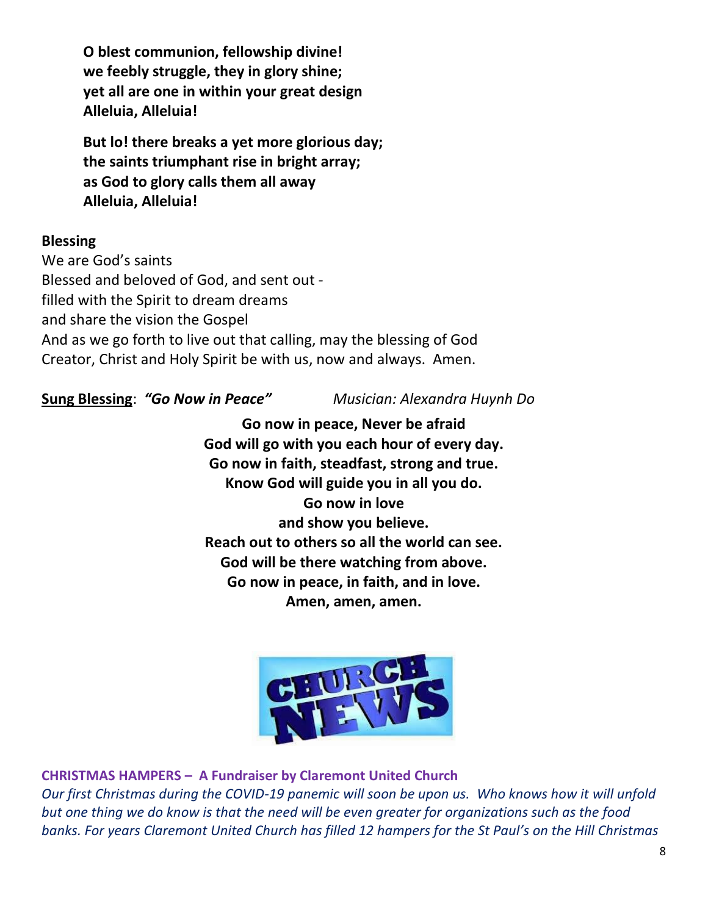**O blest communion, fellowship divine!**
**we feebly struggle, they in glory shine;**
**yet all are one in within your great design**
**Alleluia, Alleluia!**

**But lo! there breaks a yet more glorious day;**
**the saints triumphant rise in bright array;**
**as God to glory calls them all away**
**Alleluia, Alleluia!**

**Blessing**

We are God's saints
Blessed and beloved of God, and sent out -
filled with the Spirit to dream dreams
and share the vision the Gospel
And as we go forth to live out that calling, may the blessing of God
Creator, Christ and Holy Spirit be with us, now and always. Amen.

**Sung Blessing**: ***"Go Now in Peace"*** *Musician: Alexandra Huynh Do*

**Go now in peace, Never be afraid**
**God will go with you each hour of every day.**
**Go now in faith, steadfast, strong and true.**
**Know God will guide you in all you do.**
**Go now in love**
**and show you believe.**
**Reach out to others so all the world can see.**
**God will be there watching from above.**
**Go now in peace, in faith, and in love.**
**Amen, amen, amen.**

CHURCH NEWS

**CHRISTMAS HAMPERS – A Fundraiser by Claremont United Church**

*Our first Christmas during the COVID-19 panemic will soon be upon us. Who knows how it will unfold but one thing we do know is that the need will be even greater for organizations such as the food banks. For years Claremont United Church has filled 12 hampers for the St Paul's on the Hill Christmas*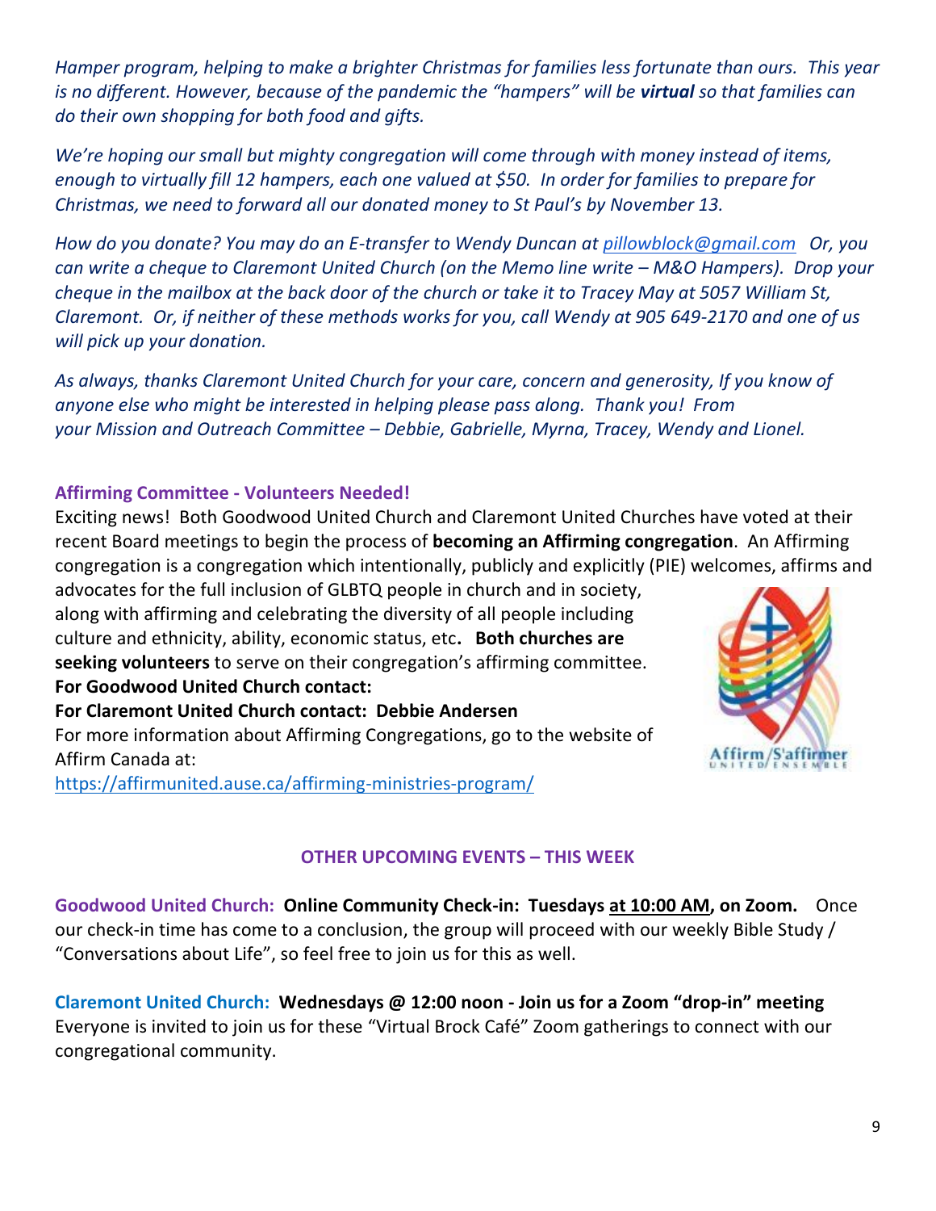*Hamper program, helping to make a brighter Christmas for families less fortunate than ours. This year is no different. However, because of the pandemic the "hampers" will be **virtual** so that families can do their own shopping for both food and gifts.*

*We're hoping our small but mighty congregation will come through with money instead of items, enough to virtually fill 12 hampers, each one valued at $50. In order for families to prepare for Christmas, we need to forward all our donated money to St Paul's by November 13.*

*How do you donate? You may do an E-transfer to Wendy Duncan at pillowblock@gmail.com Or, you can write a cheque to Claremont United Church (on the Memo line write – M&O Hampers). Drop your cheque in the mailbox at the back door of the church or take it to Tracey May at 5057 William St, Claremont. Or, if neither of these methods works for you, call Wendy at 905 649-2170 and one of us will pick up your donation.*

*As always, thanks Claremont United Church for your care, concern and generosity, If you know of anyone else who might be interested in helping please pass along. Thank you! From your Mission and Outreach Committee – Debbie, Gabrielle, Myrna, Tracey, Wendy and Lionel.*

**Affirming Committee - Volunteers Needed!**

Exciting news! Both Goodwood United Church and Claremont United Churches have voted at their recent Board meetings to begin the process of **becoming an Affirming congregation**. An Affirming congregation is a congregation which intentionally, publicly and explicitly (PIE) welcomes, affirms and advocates for the full inclusion of GLBTQ people in church and in society, along with affirming and celebrating the diversity of all people including culture and ethnicity, ability, economic status, etc**. Both churches are seeking volunteers** to serve on their congregation's affirming committee.

**For Goodwood United Church contact:**

**For Claremont United Church contact: Debbie Andersen**

For more information about Affirming Congregations, go to the website of Affirm Canada at:
https://affirmunited.ause.ca/affirming-ministries-program/

Affirm/S'affirmer UNITED/ENSEMBLE

**OTHER UPCOMING EVENTS – THIS WEEK**

**Goodwood United Church: Online Community Check-in: Tuesdays at 10:00 AM, on Zoom.** Once our check-in time has come to a conclusion, the group will proceed with our weekly Bible Study / "Conversations about Life", so feel free to join us for this as well.

**Claremont United Church: Wednesdays @ 12:00 noon - Join us for a Zoom "drop-in" meeting**
Everyone is invited to join us for these "Virtual Brock Café" Zoom gatherings to connect with our congregational community.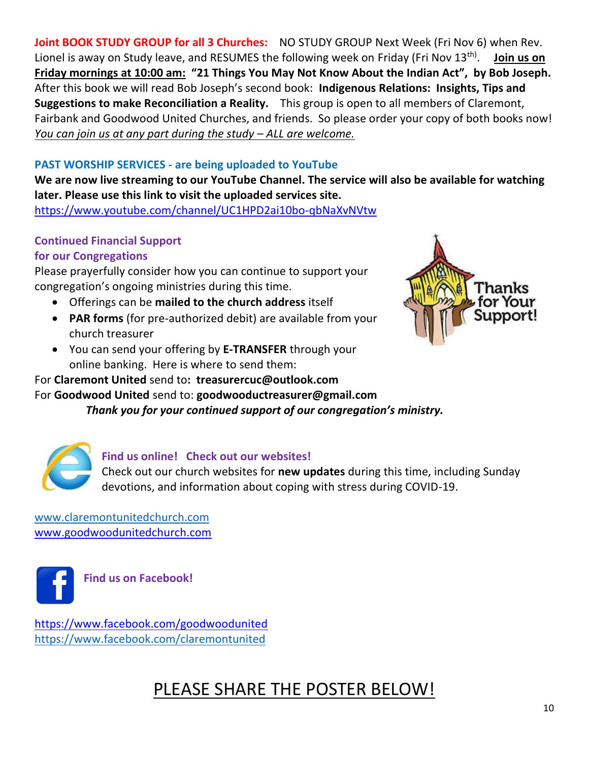**Joint BOOK STUDY GROUP for all 3 Churches:** NO STUDY GROUP Next Week (Fri Nov 6) when Rev. Lionel is away on Study leave, and RESUMES the following week on Friday (Fri Nov 13th). **Join us on Friday mornings at 10:00 am: "21 Things You May Not Know About the Indian Act", by Bob Joseph.** After this book we will read Bob Joseph's second book: **Indigenous Relations: Insights, Tips and Suggestions to make Reconciliation a Reality.** This group is open to all members of Claremont, Fairbank and Goodwood United Churches, and friends. So please order your copy of both books now! *You can join us at any part during the study – ALL are welcome.*

### PAST WORSHIP SERVICES - are being uploaded to YouTube

**We are now live streaming to our YouTube Channel. The service will also be available for watching later. Please use this link to visit the uploaded services site.**

https://www.youtube.com/channel/UC1HPD2ai10bo-qbNaXvNVtw

### Continued Financial Support for our Congregations

Please prayerfully consider how you can continue to support your congregation's ongoing ministries during this time.

- Offerings can be **mailed to the church address** itself
- **PAR forms** (for pre-authorized debit) are available from your church treasurer
- You can send your offering by **E-TRANSFER** through your online banking. Here is where to send them:

For **Claremont United** send to**: treasurercuc@outlook.com**

For **Goodwood United** send to: **goodwooductreasurer@gmail.com**

***Thank you for your continued support of our congregation's ministry.***

### Find us online! Check out our websites!

Check out our church websites for **new updates** during this time, including Sunday devotions, and information about coping with stress during COVID-19.

www.claremontunitedchurch.com

www.goodwoodunitedchurch.com

### Find us on Facebook!

https://www.facebook.com/goodwoodunited

https://www.facebook.com/claremontunited

## PLEASE SHARE THE POSTER BELOW!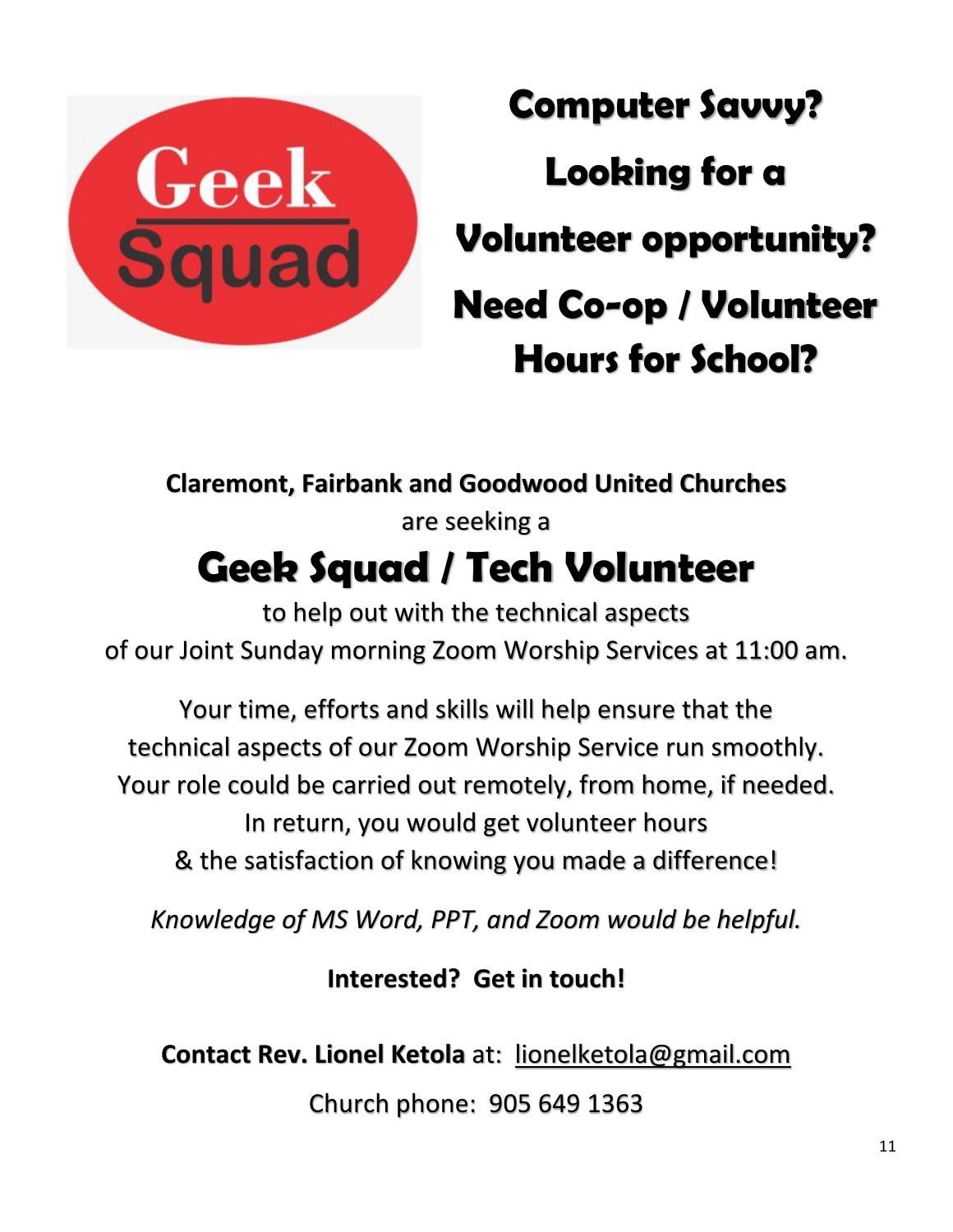**Computer Savvy?**

**Looking for a**

**Volunteer opportunity?**

**Need Co-op / Volunteer Hours for School?**

**Claremont, Fairbank and Goodwood United Churches**

are seeking a

# Geek Squad / Tech Volunteer

to help out with the technical aspects
of our Joint Sunday morning Zoom Worship Services at 11:00 am.

Your time, efforts and skills will help ensure that the
technical aspects of our Zoom Worship Service run smoothly.
Your role could be carried out remotely, from home, if needed.
In return, you would get volunteer hours
& the satisfaction of knowing you made a difference!

*Knowledge of MS Word, PPT, and Zoom would be helpful.*

**Interested? Get in touch!**

**Contact Rev. Lionel Ketola** at: lionelketola@gmail.com

Church phone: 905 649 1363